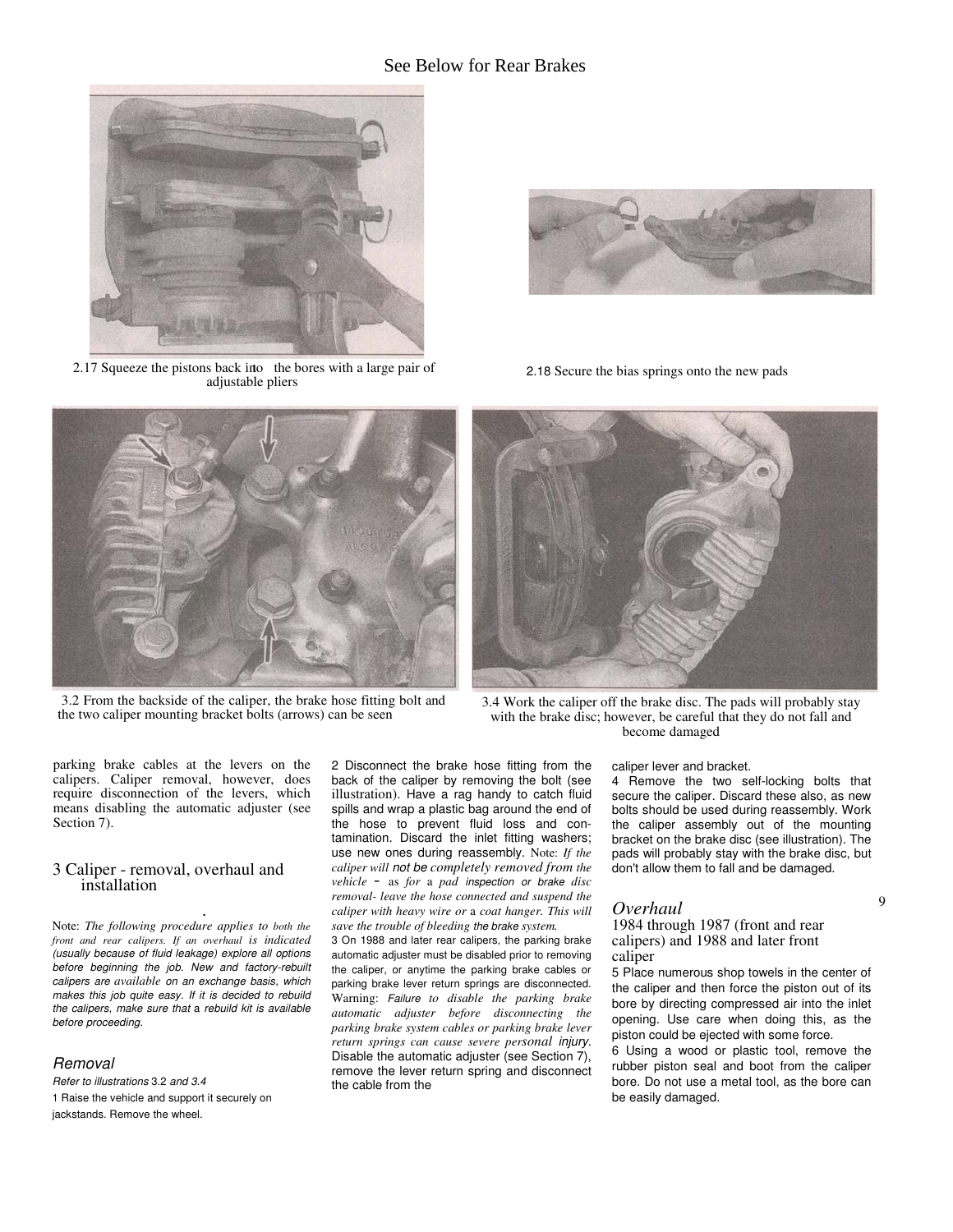See Below for Rear Brakes

2.17 Squeeze the pistons back into the bores with a large pair of adjustable pliers

2.18 Secure the bias springs onto the new pads

3.2 From the backside of the caliper, the brake hose fitting bolt and the two caliper mounting bracket bolts (arrows) can be seen

3.4 Work the caliper off the brake disc. The pads will probably stay with the brake disc; however, be careful that they do not fall and become damaged

parking brake cables at the levers on the calipers. Caliper removal, however, does require disconnection of the levers, which means disabling the automatic adjuster (see Section 7).

## 3 Caliper - removal, overhaul and installation

Note: *The following procedure applies to both the front and rear calipers. If an overhaul is indicated (usually because of fluid leakage) explore all options before beginning the job. New and factory-rebuilt calipers are available on an exchange basis, which makes this job quite easy. If it is decided to rebuild the calipers, make sure that a rebuild kit is available before proceeding.*

### *Removal*

*Refer to illustrations 3.2 and 3.4*

1 Raise the vehicle and support it securely on jackstands. Remove the wheel.

2 Disconnect the brake hose fitting from the back of the caliper by removing the bolt (see illustration). Have a rag handy to catch fluid spills and wrap a plastic bag around the end of the hose to prevent fluid loss and contamination. Discard the inlet fitting washers; use new ones during reassembly. Note: *If the caliper will not be completely removed from the vehicle - as for a pad inspection or brake disc removal- leave the hose connected and suspend the caliper with heavy wire or a coat hanger. This will save the trouble of bleeding the brake system.*

3 On 1988 and later rear calipers, the parking brake automatic adjuster must be disabled prior to removing the caliper, or anytime the parking brake cables or parking brake lever return springs are disconnected. Warning: *Failure to disable the parking brake automatic adjuster before disconnecting the parking brake system cables or parking brake lever return springs can cause severe personal injury.* Disable the automatic adjuster (see Section 7), remove the lever return spring and disconnect the cable from the caliper lever and bracket.

4 Remove the two self-locking bolts that secure the caliper. Discard these also, as new bolts should be used during reassembly. Work the caliper assembly out of the mounting bracket on the brake disc (see illustration). The pads will probably stay with the brake disc, but don't allow them to fall and be damaged.

### *Overhaul*

#### 1984 through 1987 (front and rear calipers) and 1988 and later front caliper

5 Place numerous shop towels in the center of the caliper and then force the piston out of its bore by directing compressed air into the inlet opening. Use care when doing this, as the piston could be ejected with some force.

6 Using a wood or plastic tool, remove the rubber piston seal and boot from the caliper bore. Do not use a metal tool, as the bore can be easily damaged.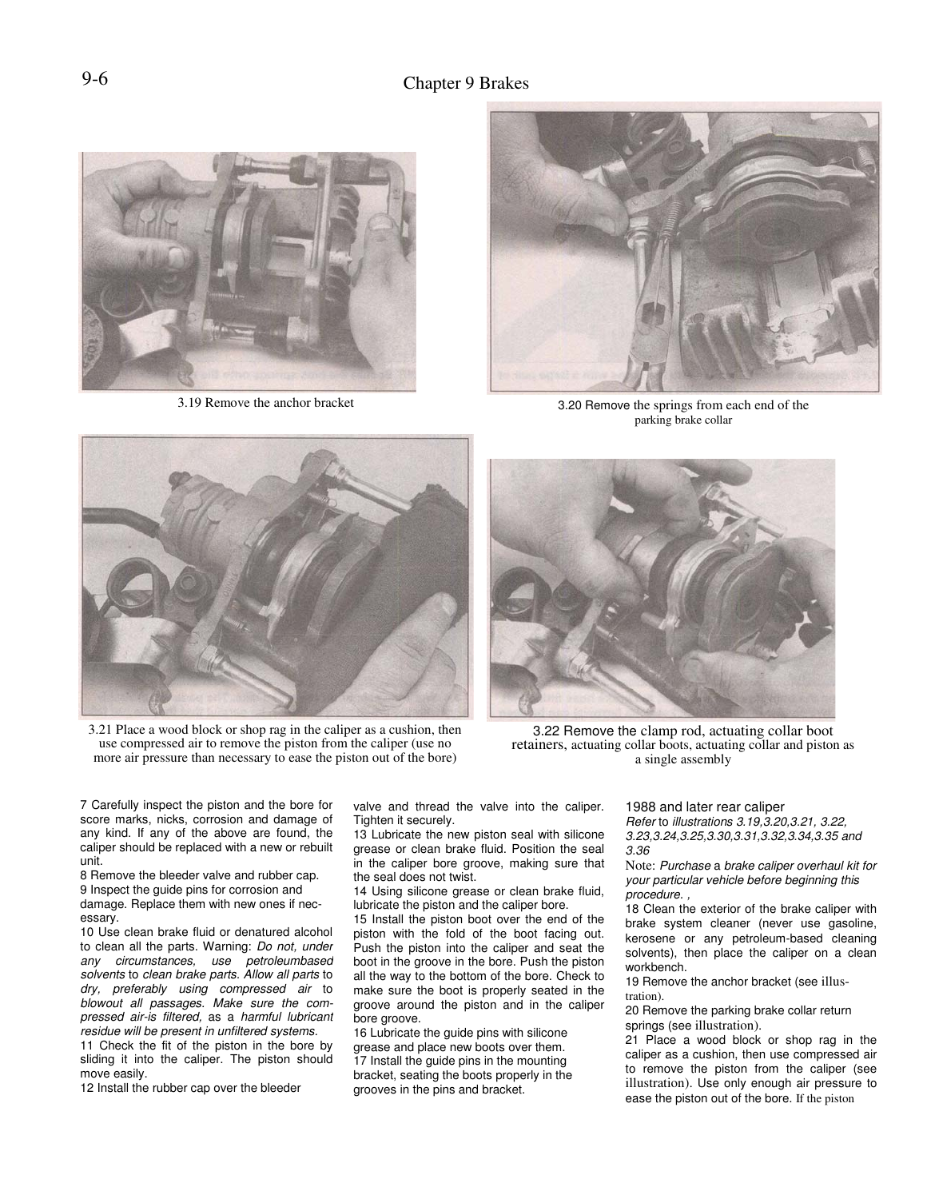3.19 Remove the anchor bracket

3.20 Remove the springs from each end of the parking brake collar

3.21 Place a wood block or shop rag in the caliper as a cushion, then use compressed air to remove the piston from the caliper (use no more air pressure than necessary to ease the piston out of the bore)

3.22 Remove the clamp rod, actuating collar boot retainers, actuating collar boots, actuating collar and piston as a single assembly

7 Carefully inspect the piston and the bore for score marks, nicks, corrosion and damage of any kind. If any of the above are found, the caliper should be replaced with a new or rebuilt unit.

8 Remove the bleeder valve and rubber cap.

9 Inspect the guide pins for corrosion and damage. Replace them with new ones if necessary.

10 Use clean brake fluid or denatured alcohol to clean all the parts. Warning: *Do not, under any circumstances, use petroleumbased solvents* to *clean brake parts. Allow all parts* to *dry, preferably using compressed air* to *blowout all passages. Make sure the compressed air-is filtered,* as a *harmful lubricant residue will be present in unfiltered systems.*

11 Check the fit of the piston in the bore by sliding it into the caliper. The piston should move easily.

12 Install the rubber cap over the bleeder valve and thread the valve into the caliper. Tighten it securely.

13 Lubricate the new piston seal with silicone grease or clean brake fluid. Position the seal in the caliper bore groove, making sure that the seal does not twist.

14 Using silicone grease or clean brake fluid, lubricate the piston and the caliper bore.

15 Install the piston boot over the end of the piston with the fold of the boot facing out. Push the piston into the caliper and seat the boot in the groove in the bore. Push the piston all the way to the bottom of the bore. Check to make sure the boot is properly seated in the groove around the piston and in the caliper bore groove.

16 Lubricate the guide pins with silicone grease and place new boots over them.

17 Install the guide pins in the mounting bracket, seating the boots properly in the grooves in the pins and bracket.

### 1988 and later rear caliper

*Refer* to *illustrations 3.19,3.20,3.21, 3.22, 3.23,3.24,3.25,3.30,3.31,3.32,3.34,3.35 and 3.36*

Note: *Purchase* a *brake caliper overhaul kit for your particular vehicle before beginning this procedure. ,*

18 Clean the exterior of the brake caliper with brake system cleaner (never use gasoline, kerosene or any petroleum-based cleaning solvents), then place the caliper on a clean workbench.

19 Remove the anchor bracket (see illustration).

20 Remove the parking brake collar return springs (see illustration).

21 Place a wood block or shop rag in the caliper as a cushion, then use compressed air to remove the piston from the caliper (see illustration). Use only enough air pressure to ease the piston out of the bore. If the piston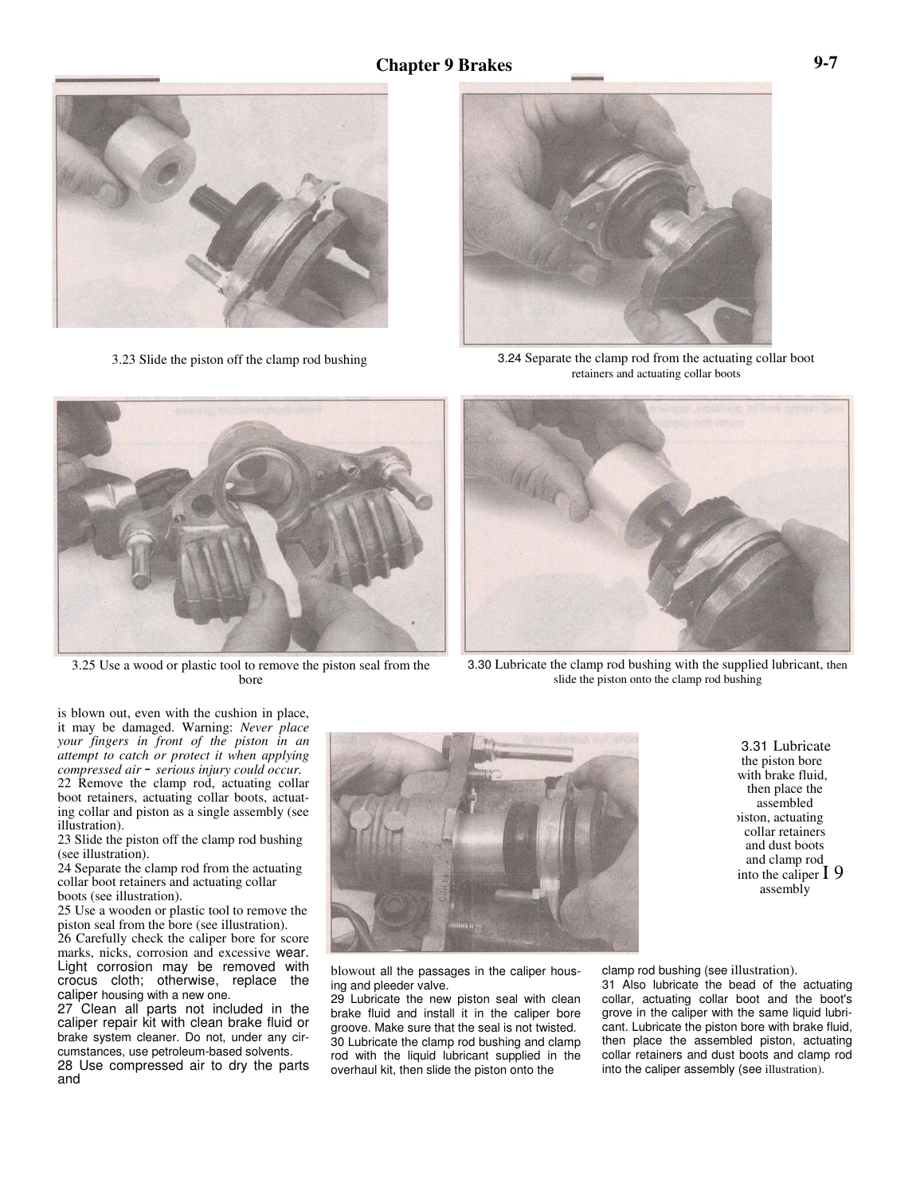3.23 Slide the piston off the clamp rod bushing

3.24 Separate the clamp rod from the actuating collar boot retainers and actuating collar boots

3.25 Use a wood or plastic tool to remove the piston seal from the bore

3.30 Lubricate the clamp rod bushing with the supplied lubricant, then slide the piston onto the clamp rod bushing

is blown out, even with the cushion in place, it may be damaged. Warning: *Never place your fingers in front of the piston in an attempt to catch or protect it when applying compressed air - serious injury could occur.*

22 Remove the clamp rod, actuating collar boot retainers, actuating collar boots, actuating collar and piston as a single assembly (see illustration).

23 Slide the piston off the clamp rod bushing (see illustration).

24 Separate the clamp rod from the actuating collar boot retainers and actuating collar boots (see illustration).

25 Use a wooden or plastic tool to remove the piston seal from the bore (see illustration).

26 Carefully check the caliper bore for score marks, nicks, corrosion and excessive wear. Light corrosion may be removed with crocus cloth; otherwise, replace the caliper housing with a new one.

27 Clean all parts not included in the caliper repair kit with clean brake fluid or brake system cleaner. Do not, under any circumstances, use petroleum-based solvents.

28 Use compressed air to dry the parts and blowout all the passages in the caliper housing and pleeder valve.

29 Lubricate the new piston seal with clean brake fluid and install it in the caliper bore groove. Make sure that the seal is not twisted.

30 Lubricate the clamp rod bushing and clamp rod with the liquid lubricant supplied in the overhaul kit, then slide the piston onto the clamp rod bushing (see illustration).

31 Also lubricate the bead of the actuating collar, actuating collar boot and the boot's grove in the caliper with the same liquid lubricant. Lubricate the piston bore with brake fluid, then place the assembled piston, actuating collar retainers and dust boots and clamp rod into the caliper assembly (see illustration).

3.31 Lubricate the piston bore with brake fluid, then place the assembled piston, actuating collar retainers and dust boots and clamp rod into the caliper assembly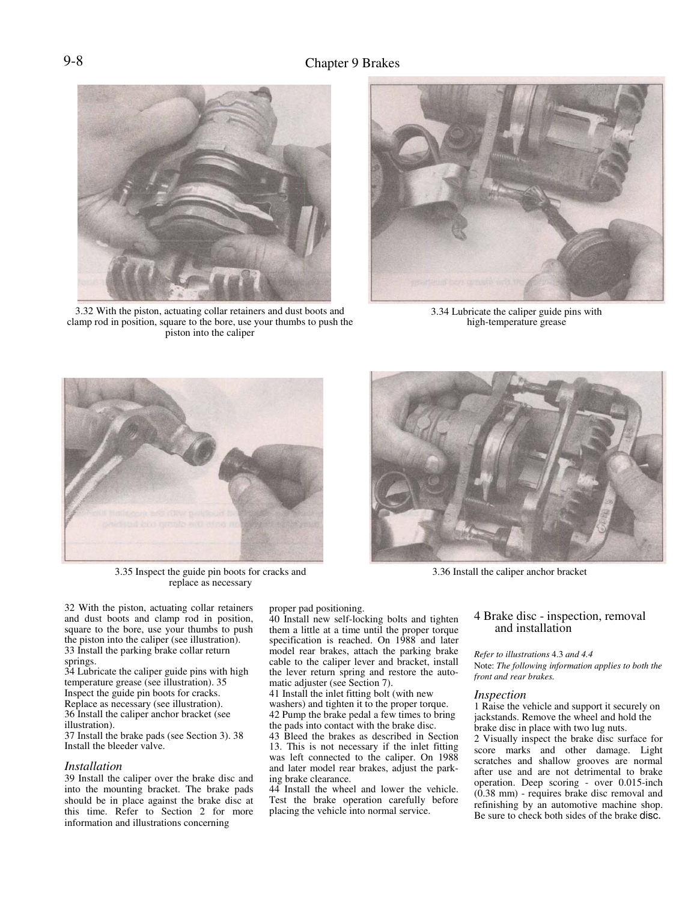3.32 With the piston, actuating collar retainers and dust boots and clamp rod in position, square to the bore, use your thumbs to push the piston into the caliper

3.34 Lubricate the caliper guide pins with high-temperature grease

3.35 Inspect the guide pin boots for cracks and replace as necessary

3.36 Install the caliper anchor bracket

32 With the piston, actuating collar retainers and dust boots and clamp rod in position, square to the bore, use your thumbs to push the piston into the caliper (see illustration).

33 Install the parking brake collar return springs.

34 Lubricate the caliper guide pins with high temperature grease (see illustration).

35 Inspect the guide pin boots for cracks. Replace as necessary (see illustration).

36 Install the caliper anchor bracket (see illustration).

37 Install the brake pads (see Section 3).

38 Install the bleeder valve.

### Installation

39 Install the caliper over the brake disc and into the mounting bracket. The brake pads should be in place against the brake disc at this time. Refer to Section 2 for more information and illustrations concerning proper pad positioning.

40 Install new self-locking bolts and tighten them a little at a time until the proper torque specification is reached. On 1988 and later model rear brakes, attach the parking brake cable to the caliper lever and bracket, install the lever return spring and restore the automatic adjuster (see Section 7).

41 Install the inlet fitting bolt (with new washers) and tighten it to the proper torque.

42 Pump the brake pedal a few times to bring the pads into contact with the brake disc.

43 Bleed the brakes as described in Section 13. This is not necessary if the inlet fitting was left connected to the caliper. On 1988 and later model rear brakes, adjust the parking brake clearance.

44 Install the wheel and lower the vehicle. Test the brake operation carefully before placing the vehicle into normal service.

## 4 Brake disc - inspection, removal and installation

*Refer to illustrations* 4.3 *and 4.4*

Note: *The following information applies to both the front and rear brakes.*

### Inspection

1 Raise the vehicle and support it securely on jackstands. Remove the wheel and hold the brake disc in place with two lug nuts.

2 Visually inspect the brake disc surface for score marks and other damage. Light scratches and shallow grooves are normal after use and are not detrimental to brake operation. Deep scoring - over 0.015-inch (0.38 mm) - requires brake disc removal and refinishing by an automotive machine shop. Be sure to check both sides of the brake disc.